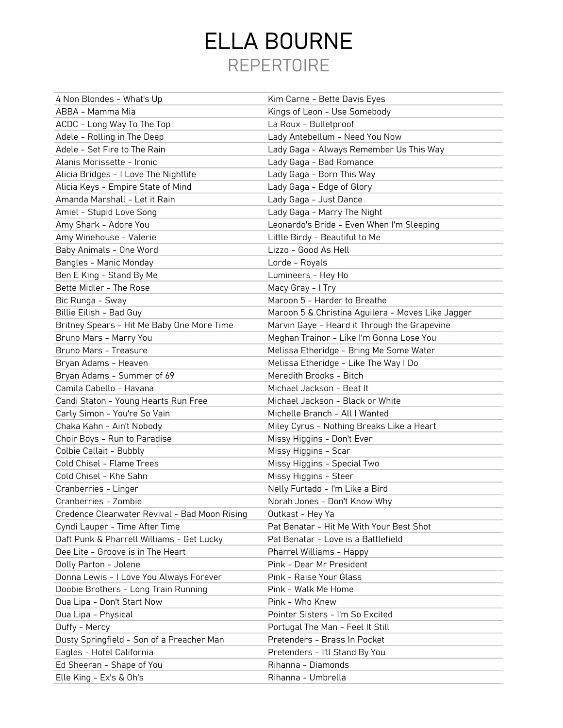# ELLA BOURNE

## REPERTOIRE

- 4 Non Blondes - What's Up
- ABBA - Mamma Mia
- ACDC - Long Way To The Top
- Adele - Rolling in The Deep
- Adele - Set Fire to The Rain
- Alanis Morissette - Ironic
- Alicia Bridges - I Love The Nightlife
- Alicia Keys - Empire State of Mind
- Amanda Marshall - Let it Rain
- Amiel - Stupid Love Song
- Amy Shark - Adore You
- Amy Winehouse - Valerie
- Baby Animals - One Word
- Bangles - Manic Monday
- Ben E King - Stand By Me
- Bette Midler - The Rose
- Bic Runga - Sway
- Billie Eilish - Bad Guy
- Britney Spears - Hit Me Baby One More Time
- Bruno Mars - Marry You
- Bruno Mars - Treasure
- Bryan Adams - Heaven
- Bryan Adams - Summer of 69
- Camila Cabello - Havana
- Candi Staton - Young Hearts Run Free
- Carly Simon - You're So Vain
- Chaka Kahn - Ain't Nobody
- Choir Boys - Run to Paradise
- Colbie Callait - Bubbly
- Cold Chisel - Flame Trees
- Cold Chisel - Khe Sahn
- Cranberries - Linger
- Cranberries - Zombie
- Credence Clearwater Revival - Bad Moon Rising
- Cyndi Lauper - Time After Time
- Daft Punk & Pharrell Williams - Get Lucky
- Dee Lite - Groove is in The Heart
- Dolly Parton - Jolene
- Donna Lewis - I Love You Always Forever
- Doobie Brothers - Long Train Running
- Dua Lipa - Don't Start Now
- Dua Lipa - Physical
- Duffy - Mercy
- Dusty Springfield - Son of a Preacher Man
- Eagles - Hotel California
- Ed Sheeran - Shape of You
- Elle King - Ex's & Oh's
- Kim Carne - Bette Davis Eyes
- Kings of Leon - Use Somebody
- La Roux - Bulletproof
- Lady Antebellum - Need You Now
- Lady Gaga - Always Remember Us This Way
- Lady Gaga - Bad Romance
- Lady Gaga - Born This Way
- Lady Gaga - Edge of Glory
- Lady Gaga - Just Dance
- Lady Gaga - Marry The Night
- Leonardo's Bride - Even When I'm Sleeping
- Little Birdy - Beautiful to Me
- Lizzo - Good As Hell
- Lorde - Royals
- Lumineers - Hey Ho
- Macy Gray - I Try
- Maroon 5 - Harder to Breathe
- Maroon 5 & Christina Aguilera - Moves Like Jagger
- Marvin Gaye - Heard it Through the Grapevine
- Meghan Trainor - Like I'm Gonna Lose You
- Melissa Etheridge - Bring Me Some Water
- Melissa Etheridge - Like The Way I Do
- Meredith Brooks - Bitch
- Michael Jackson - Beat It
- Michael Jackson - Black or White
- Michelle Branch - All I Wanted
- Miley Cyrus - Nothing Breaks Like a Heart
- Missy Higgins - Don't Ever
- Missy Higgins - Scar
- Missy Higgins - Special Two
- Missy Higgins - Steer
- Nelly Furtado - I'm Like a Bird
- Norah Jones - Don't Know Why
- Outkast - Hey Ya
- Pat Benatar - Hit Me With Your Best Shot
- Pat Benatar - Love is a Battlefield
- Pharrel Williams - Happy
- Pink - Dear Mr President
- Pink - Raise Your Glass
- Pink - Walk Me Home
- Pink - Who Knew
- Pointer Sisters - I'm So Excited
- Portugal The Man - Feel It Still
- Pretenders - Brass In Pocket
- Pretenders - I'll Stand By You
- Rihanna - Diamonds
- Rihanna - Umbrella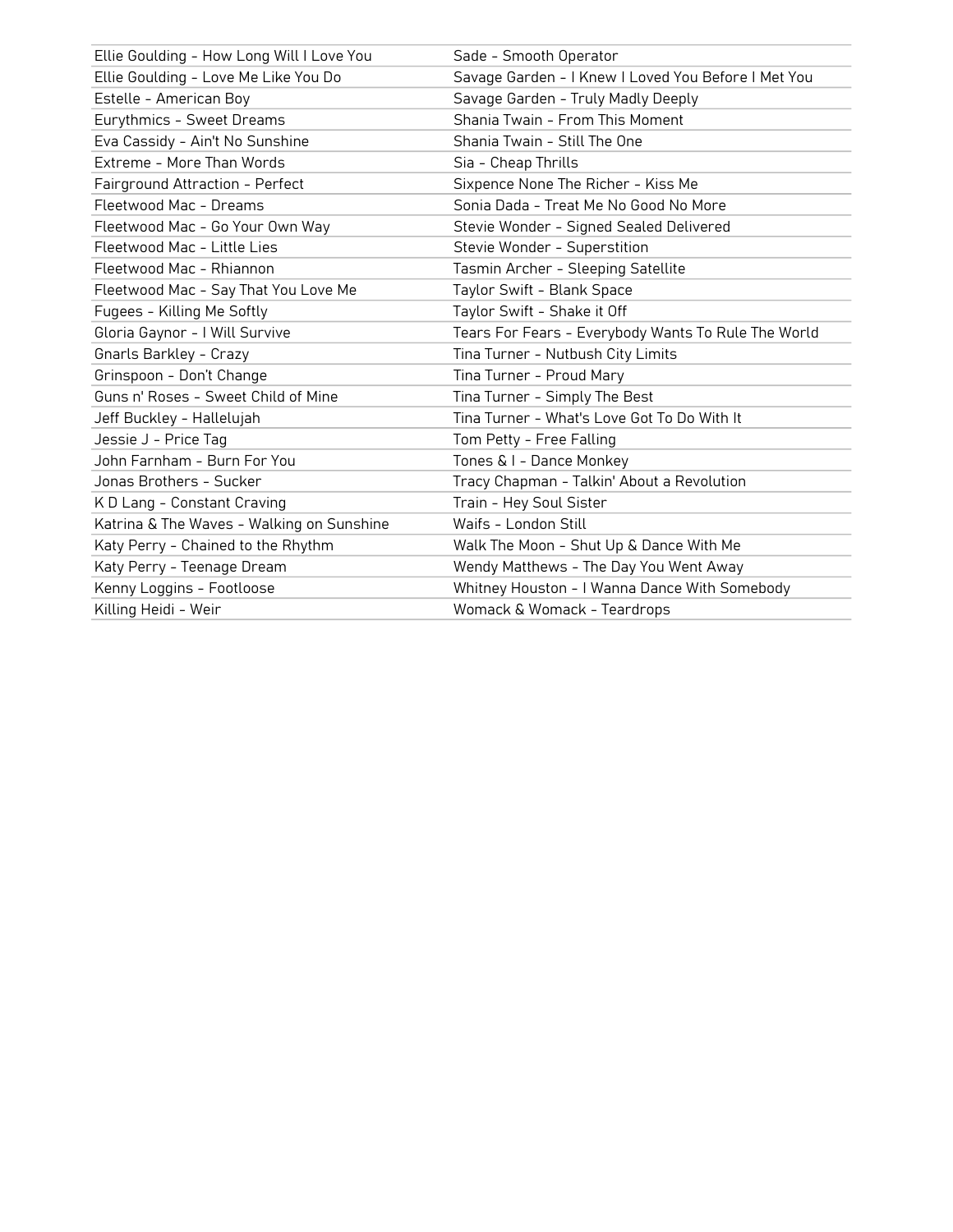| | |
|---|---|
| Ellie Goulding - How Long Will I Love You | Sade - Smooth Operator |
| Ellie Goulding - Love Me Like You Do | Savage Garden - I Knew I Loved You Before I Met You |
| Estelle - American Boy | Savage Garden - Truly Madly Deeply |
| Eurythmics - Sweet Dreams | Shania Twain - From This Moment |
| Eva Cassidy - Ain't No Sunshine | Shania Twain - Still The One |
| Extreme - More Than Words | Sia - Cheap Thrills |
| Fairground Attraction - Perfect | Sixpence None The Richer - Kiss Me |
| Fleetwood Mac - Dreams | Sonia Dada - Treat Me No Good No More |
| Fleetwood Mac - Go Your Own Way | Stevie Wonder - Signed Sealed Delivered |
| Fleetwood Mac - Little Lies | Stevie Wonder - Superstition |
| Fleetwood Mac - Rhiannon | Tasmin Archer - Sleeping Satellite |
| Fleetwood Mac - Say That You Love Me | Taylor Swift - Blank Space |
| Fugees - Killing Me Softly | Taylor Swift - Shake it Off |
| Gloria Gaynor - I Will Survive | Tears For Fears - Everybody Wants To Rule The World |
| Gnarls Barkley - Crazy | Tina Turner - Nutbush City Limits |
| Grinspoon - Don't Change | Tina Turner - Proud Mary |
| Guns n' Roses - Sweet Child of Mine | Tina Turner - Simply The Best |
| Jeff Buckley - Hallelujah | Tina Turner - What's Love Got To Do With It |
| Jessie J - Price Tag | Tom Petty - Free Falling |
| John Farnham - Burn For You | Tones & I - Dance Monkey |
| Jonas Brothers - Sucker | Tracy Chapman - Talkin' About a Revolution |
| K D Lang - Constant Craving | Train - Hey Soul Sister |
| Katrina & The Waves - Walking on Sunshine | Waifs - London Still |
| Katy Perry - Chained to the Rhythm | Walk The Moon - Shut Up & Dance With Me |
| Katy Perry - Teenage Dream | Wendy Matthews - The Day You Went Away |
| Kenny Loggins - Footloose | Whitney Houston - I Wanna Dance With Somebody |
| Killing Heidi - Weir | Womack & Womack - Teardrops |